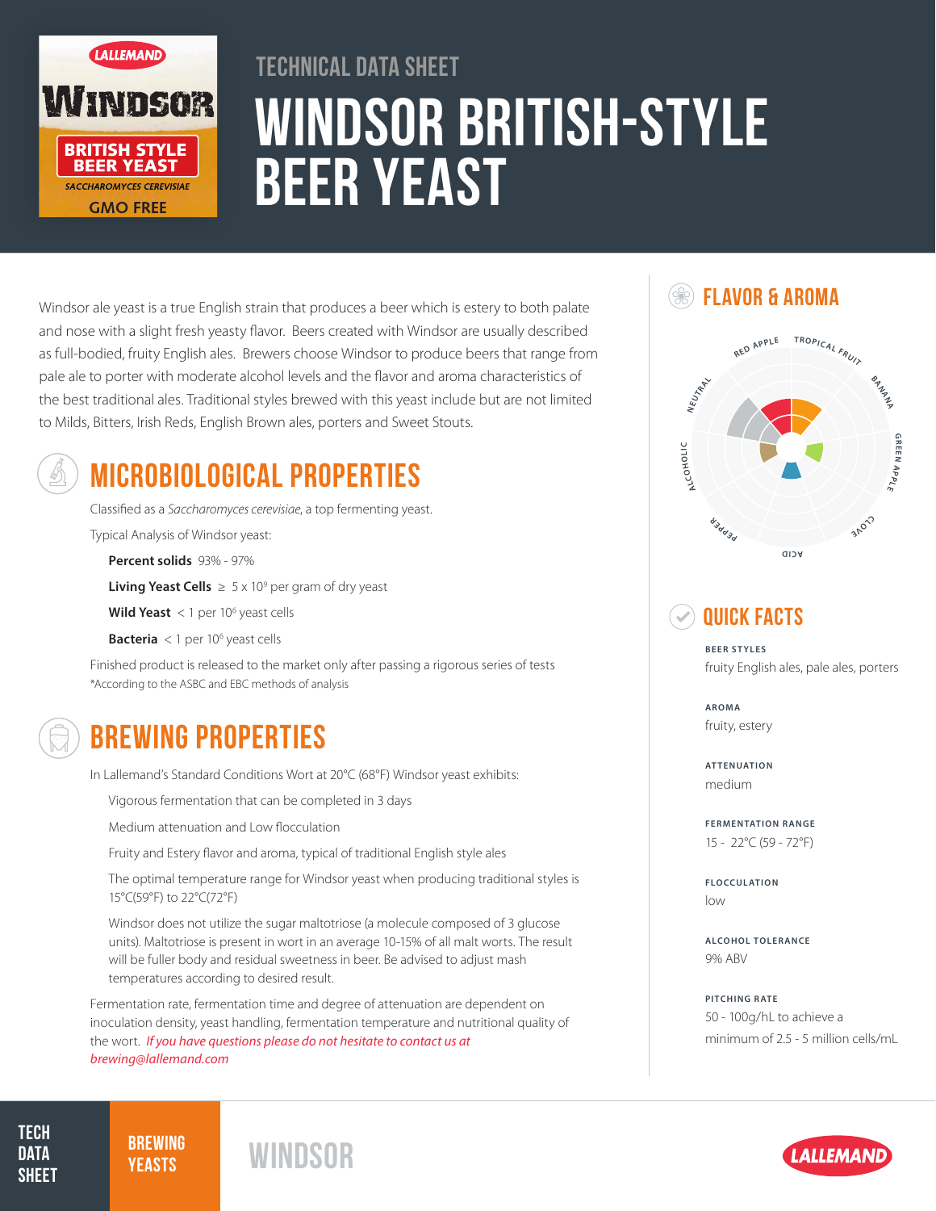TECHNICAL DATA SHEET

# WINDSOR BRITISH-STYLE BEER YEAST

Windsor ale yeast is a true English strain that produces a beer which is estery to both palate and nose with a slight fresh yeasty flavor. Beers created with Windsor are usually described as full-bodied, fruity English ales. Brewers choose Windsor to produce beers that range from pale ale to porter with moderate alcohol levels and the flavor and aroma characteristics of the best traditional ales. Traditional styles brewed with this yeast include but are not limited to Milds, Bitters, Irish Reds, English Brown ales, porters and Sweet Stouts.

## MICROBIOLOGICAL PROPERTIES

Classified as a *Saccharomyces cerevisiae*, a top fermenting yeast.

Typical Analysis of Windsor yeast:

- **Percent solids** 93% - 97%
- **Living Yeast Cells** ≥ 5 x $10^9$ per gram of dry yeast
- **Wild Yeast** < 1 per $10^6$ yeast cells
- **Bacteria** < 1 per $10^6$ yeast cells

Finished product is released to the market only after passing a rigorous series of tests
*According to the ASBC and EBC methods of analysis

## BREWING PROPERTIES

In Lallemand's Standard Conditions Wort at 20°C (68°F) Windsor yeast exhibits:

- Vigorous fermentation that can be completed in 3 days
- Medium attenuation and Low flocculation
- Fruity and Estery flavor and aroma, typical of traditional English style ales
- The optimal temperature range for Windsor yeast when producing traditional styles is 15°C(59°F) to 22°C(72°F)
- Windsor does not utilize the sugar maltotriose (a molecule composed of 3 glucose units). Maltotriose is present in wort in an average 10-15% of all malt worts. The result will be fuller body and residual sweetness in beer. Be advised to adjust mash temperatures according to desired result.

Fermentation rate, fermentation time and degree of attenuation are dependent on inoculation density, yeast handling, fermentation temperature and nutritional quality of the wort. *If you have questions please do not hesitate to contact us at brewing@lallemand.com*

## FLAVOR & AROMA

RED APPLE, TROPICAL FRUIT, BANANA, GREEN APPLE, CLOVE, ACID, PEPPER, ALCOHOLIC, NEUTRAL

## QUICK FACTS

**BEER STYLES**
fruity English ales, pale ales, porters

**AROMA**
fruity, estery

**ATTENUATION**
medium

**FERMENTATION RANGE**
15 - 22°C (59 - 72°F)

**FLOCCULATION**
low

**ALCOHOL TOLERANCE**
9% ABV

**PITCHING RATE**
50 - 100g/hL to achieve a minimum of 2.5 - 5 million cells/mL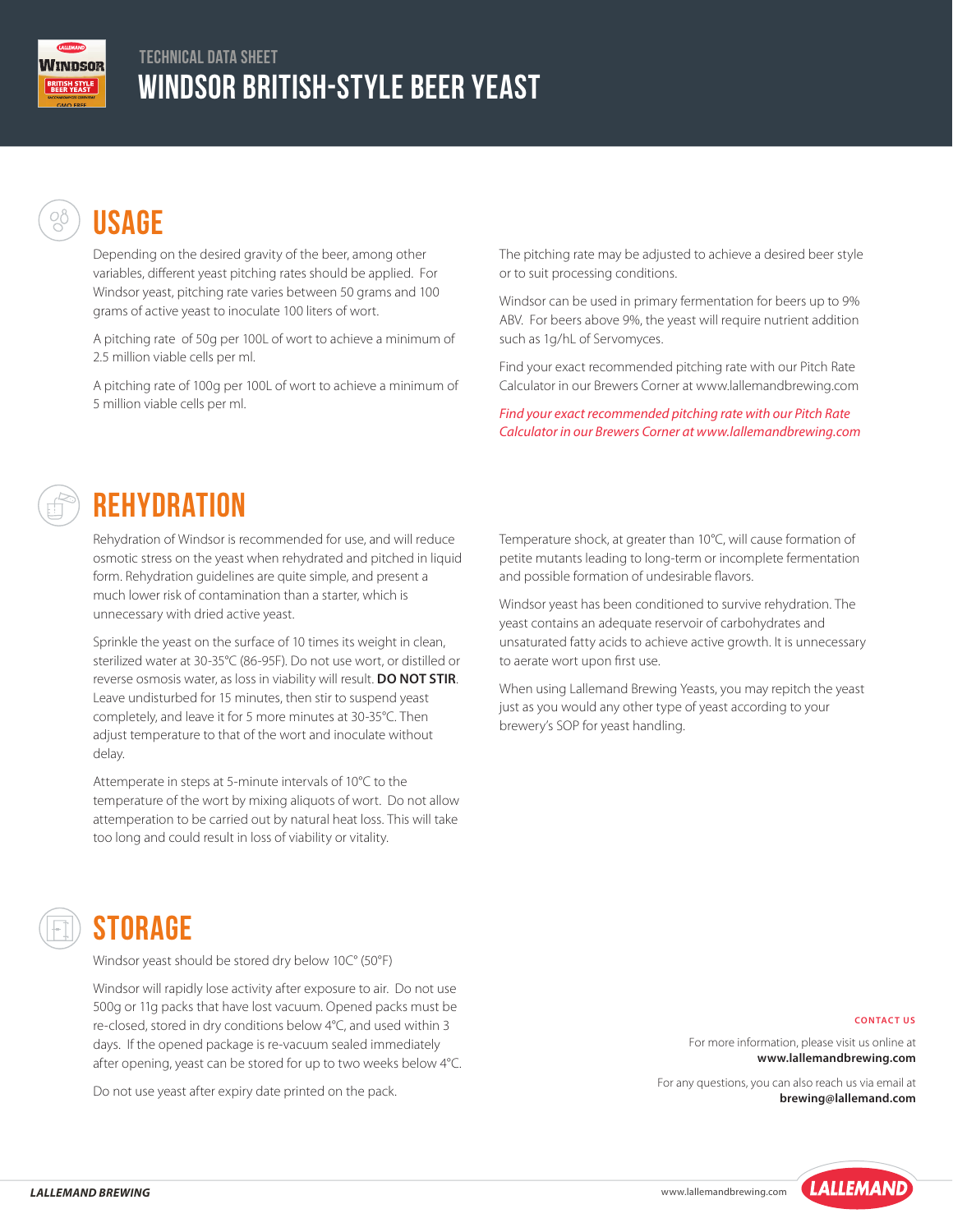TECHNICAL DATA SHEET

# WINDSOR BRITISH-STYLE BEER YEAST

## USAGE

Depending on the desired gravity of the beer, among other variables, different yeast pitching rates should be applied. For Windsor yeast, pitching rate varies between 50 grams and 100 grams of active yeast to inoculate 100 liters of wort.

A pitching rate of 50g per 100L of wort to achieve a minimum of 2.5 million viable cells per ml.

A pitching rate of 100g per 100L of wort to achieve a minimum of 5 million viable cells per ml.

The pitching rate may be adjusted to achieve a desired beer style or to suit processing conditions.

Windsor can be used in primary fermentation for beers up to 9% ABV. For beers above 9%, the yeast will require nutrient addition such as 1g/hL of Servomyces.

Find your exact recommended pitching rate with our Pitch Rate Calculator in our Brewers Corner at www.lallemandbrewing.com

*Find your exact recommended pitching rate with our Pitch Rate Calculator in our Brewers Corner at www.lallemandbrewing.com*

## REHYDRATION

Rehydration of Windsor is recommended for use, and will reduce osmotic stress on the yeast when rehydrated and pitched in liquid form. Rehydration guidelines are quite simple, and present a much lower risk of contamination than a starter, which is unnecessary with dried active yeast.

Sprinkle the yeast on the surface of 10 times its weight in clean, sterilized water at 30-35°C (86-95F). Do not use wort, or distilled or reverse osmosis water, as loss in viability will result. **DO NOT STIR**. Leave undisturbed for 15 minutes, then stir to suspend yeast completely, and leave it for 5 more minutes at 30-35°C. Then adjust temperature to that of the wort and inoculate without delay.

Attemperate in steps at 5-minute intervals of 10°C to the temperature of the wort by mixing aliquots of wort. Do not allow attemperation to be carried out by natural heat loss. This will take too long and could result in loss of viability or vitality.

Temperature shock, at greater than 10°C, will cause formation of petite mutants leading to long-term or incomplete fermentation and possible formation of undesirable flavors.

Windsor yeast has been conditioned to survive rehydration. The yeast contains an adequate reservoir of carbohydrates and unsaturated fatty acids to achieve active growth. It is unnecessary to aerate wort upon first use.

When using Lallemand Brewing Yeasts, you may repitch the yeast just as you would any other type of yeast according to your brewery's SOP for yeast handling.

## STORAGE

Windsor yeast should be stored dry below 10C° (50°F)

Windsor will rapidly lose activity after exposure to air. Do not use 500g or 11g packs that have lost vacuum. Opened packs must be re-closed, stored in dry conditions below 4°C, and used within 3 days. If the opened package is re-vacuum sealed immediately after opening, yeast can be stored for up to two weeks below 4°C.

Do not use yeast after expiry date printed on the pack.

**CONTACT US**

For more information, please visit us online at **www.lallemandbrewing.com**

For any questions, you can also reach us via email at **brewing@lallemand.com**